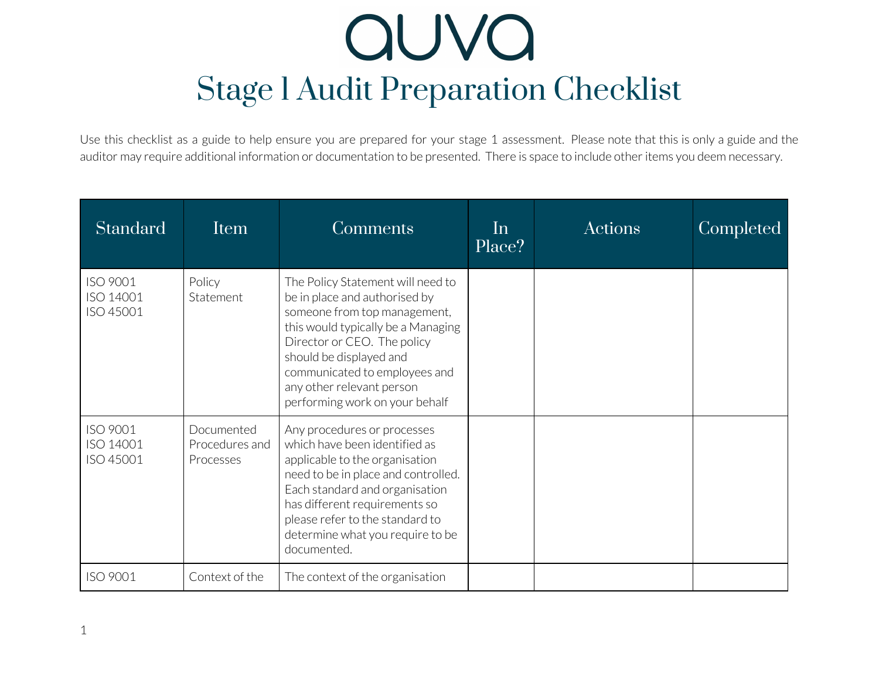# auva

# Stage 1 Audit Preparation Checklist

Use this checklist as a guide to help ensure you are prepared for your stage 1 assessment. Please note that this is only a guide and the auditor may require additional information or documentation to be presented. There is space to include other items you deem necessary.

| Standard | Item | Comments | In Place? | Actions | Completed |
|---|---|---|---|---|---|
| ISO 9001<br>ISO 14001<br>ISO 45001 | Policy Statement | The Policy Statement will need to be in place and authorised by someone from top management, this would typically be a Managing Director or CEO. The policy should be displayed and communicated to employees and any other relevant person performing work on your behalf | | | |
| ISO 9001<br>ISO 14001<br>ISO 45001 | Documented Procedures and Processes | Any procedures or processes which have been identified as applicable to the organisation need to be in place and controlled. Each standard and organisation has different requirements so please refer to the standard to determine what you require to be documented. | | | |
| ISO 9001 | Context of the | The context of the organisation | | | |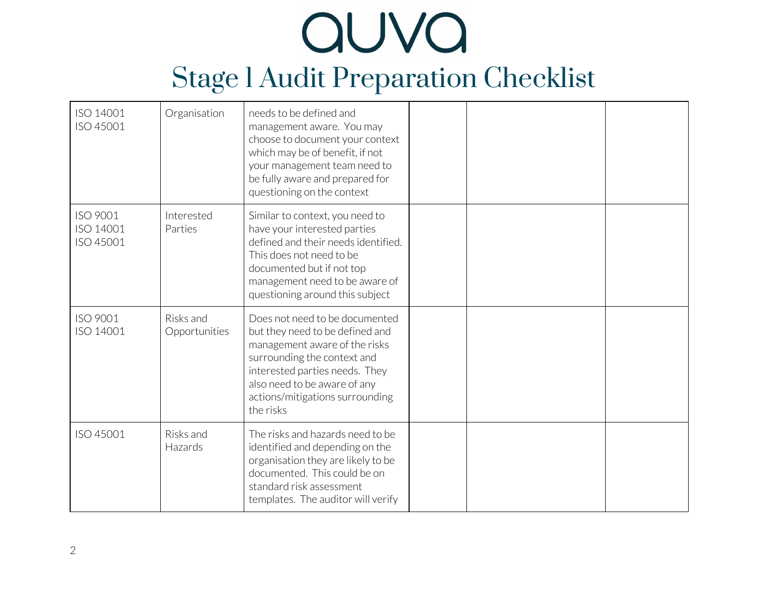# Stage 1 Audit Preparation Checklist

| | | | | | |
|---|---|---|---|---|---|
| ISO 14001<br>ISO 45001 | Organisation | needs to be defined and management aware. You may choose to document your context which may be of benefit, if not your management team need to be fully aware and prepared for questioning on the context | | | |
| ISO 9001<br>ISO 14001<br>ISO 45001 | Interested Parties | Similar to context, you need to have your interested parties defined and their needs identified. This does not need to be documented but if not top management need to be aware of questioning around this subject | | | |
| ISO 9001<br>ISO 14001 | Risks and Opportunities | Does not need to be documented but they need to be defined and management aware of the risks surrounding the context and interested parties needs. They also need to be aware of any actions/mitigations surrounding the risks | | | |
| ISO 45001 | Risks and Hazards | The risks and hazards need to be identified and depending on the organisation they are likely to be documented. This could be on standard risk assessment templates. The auditor will verify | | | |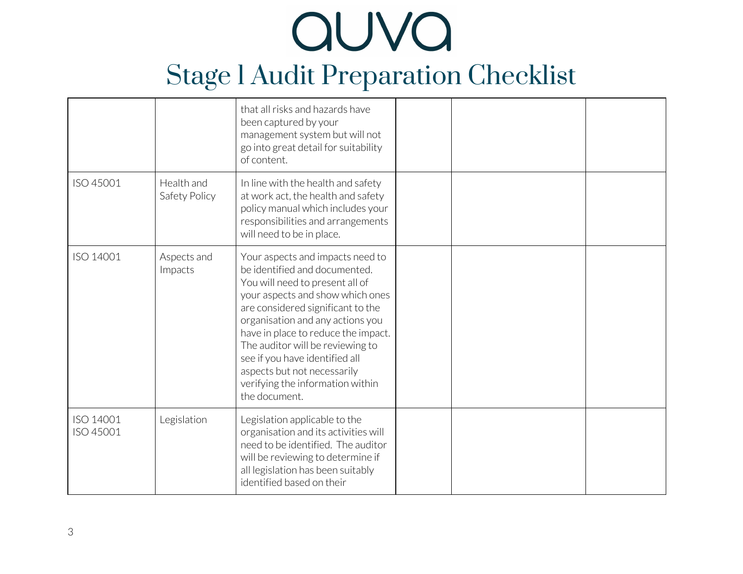# Stage 1 Audit Preparation Checklist

| | | | | | |
|---|---|---|---|---|---|
| | | that all risks and hazards have been captured by your management system but will not go into great detail for suitability of content. | | | |
| ISO 45001 | Health and Safety Policy | In line with the health and safety at work act, the health and safety policy manual which includes your responsibilities and arrangements will need to be in place. | | | |
| ISO 14001 | Aspects and Impacts | Your aspects and impacts need to be identified and documented. You will need to present all of your aspects and show which ones are considered significant to the organisation and any actions you have in place to reduce the impact. The auditor will be reviewing to see if you have identified all aspects but not necessarily verifying the information within the document. | | | |
| ISO 14001<br>ISO 45001 | Legislation | Legislation applicable to the organisation and its activities will need to be identified. The auditor will be reviewing to determine if all legislation has been suitably identified based on their | | | |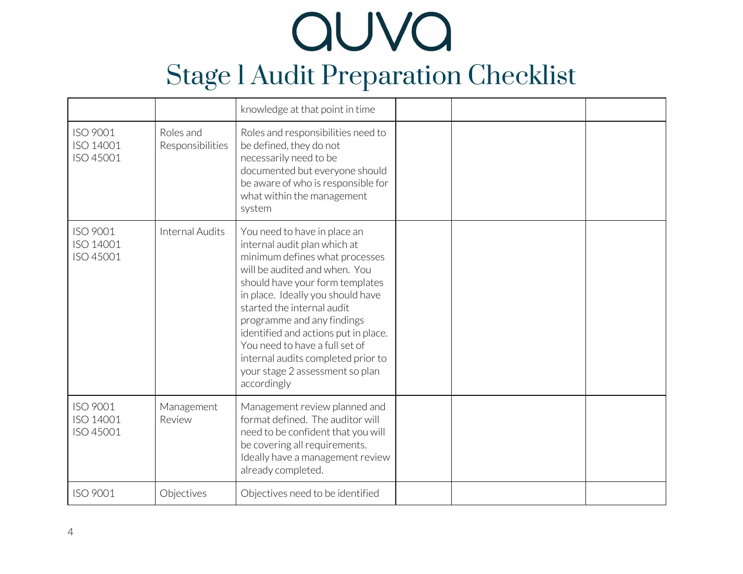# Stage 1 Audit Preparation Checklist

| | | | | | |
|---|---|---|---|---|---|
| | | knowledge at that point in time | | | |
| ISO 9001<br>ISO 14001<br>ISO 45001 | Roles and Responsibilities | Roles and responsibilities need to be defined, they do not necessarily need to be documented but everyone should be aware of who is responsible for what within the management system | | | |
| ISO 9001<br>ISO 14001<br>ISO 45001 | Internal Audits | You need to have in place an internal audit plan which at minimum defines what processes will be audited and when. You should have your form templates in place. Ideally you should have started the internal audit programme and any findings identified and actions put in place. You need to have a full set of internal audits completed prior to your stage 2 assessment so plan accordingly | | | |
| ISO 9001<br>ISO 14001<br>ISO 45001 | Management Review | Management review planned and format defined. The auditor will need to be confident that you will be covering all requirements. Ideally have a management review already completed. | | | |
| ISO 9001 | Objectives | Objectives need to be identified | | | |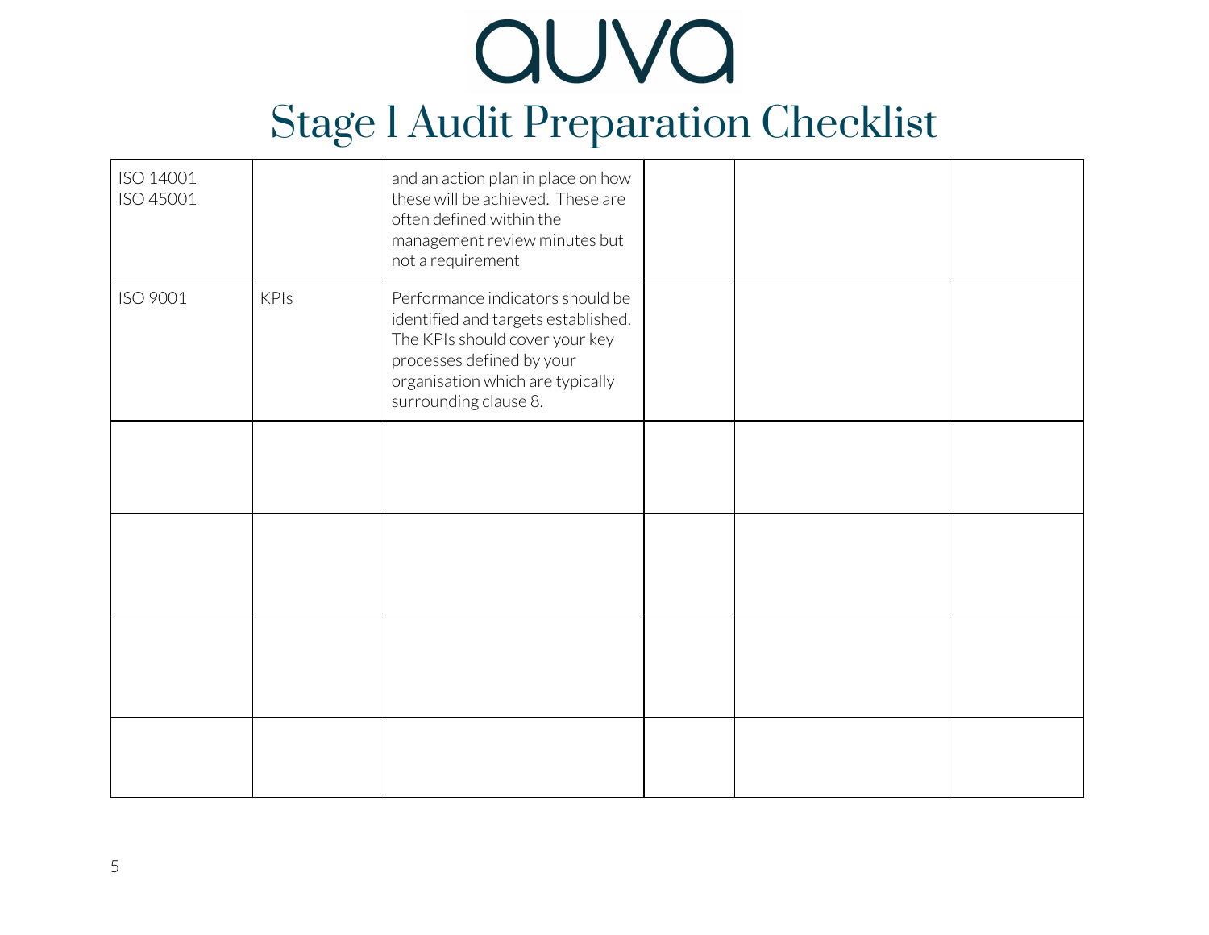# Stage 1 Audit Preparation Checklist

| | | | | | |
|---|---|---|---|---|---|
| ISO 14001<br>ISO 45001 | | and an action plan in place on how these will be achieved. These are often defined within the management review minutes but not a requirement | | | |
| ISO 9001 | KPIs | Performance indicators should be identified and targets established. The KPIs should cover your key processes defined by your organisation which are typically surrounding clause 8. | | | |
| | | | | | |
| | | | | | |
| | | | | | |
| | | | | | |